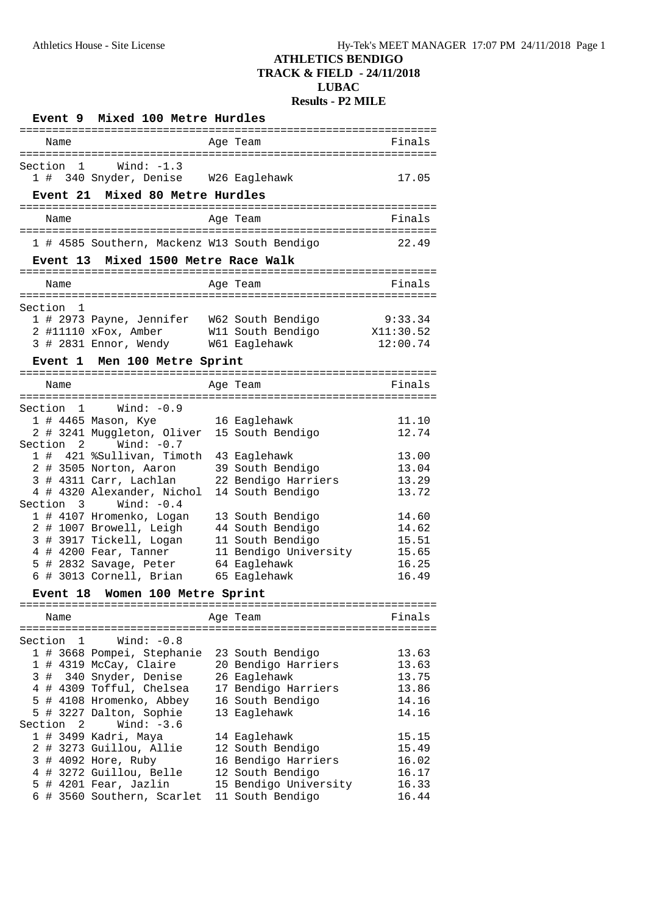# ATHLETICS BENDIGO
## TRACK & FIELD - 24/11/2018
## LUBAC
## Results - P2 MILE

### Event 9 Mixed 100 Metre Hurdles

| Name | Age | Team | Finals |
|---|---|---|---|
| **Section 1 Wind: -1.3** | | | |
| 1 # 340 Snyder, Denise | W26 | Eaglehawk | 17.05 |

### Event 21 Mixed 80 Metre Hurdles

| Name | Age | Team | Finals |
|---|---|---|---|
| 1 # 4585 Southern, Mackenz | W13 | South Bendigo | 22.49 |

### Event 13 Mixed 1500 Metre Race Walk

| Name | Age | Team | Finals |
|---|---|---|---|
| **Section 1** | | | |
| 1 # 2973 Payne, Jennifer | W62 | South Bendigo | 9:33.34 |
| 2 #11110 xFox, Amber | W11 | South Bendigo | X11:30.52 |
| 3 # 2831 Ennor, Wendy | W61 | Eaglehawk | 12:00.74 |

### Event 1 Men 100 Metre Sprint

| Name | Age | Team | Finals |
|---|---|---|---|
| **Section 1 Wind: -0.9** | | | |
| 1 # 4465 Mason, Kye | 16 | Eaglehawk | 11.10 |
| 2 # 3241 Muggleton, Oliver | 15 | South Bendigo | 12.74 |
| **Section 2 Wind: -0.7** | | | |
| 1 # 421 %Sullivan, Timoth | 43 | Eaglehawk | 13.00 |
| 2 # 3505 Norton, Aaron | 39 | South Bendigo | 13.04 |
| 3 # 4311 Carr, Lachlan | 22 | Bendigo Harriers | 13.29 |
| 4 # 4320 Alexander, Nichol | 14 | South Bendigo | 13.72 |
| **Section 3 Wind: -0.4** | | | |
| 1 # 4107 Hromenko, Logan | 13 | South Bendigo | 14.60 |
| 2 # 1007 Browell, Leigh | 44 | South Bendigo | 14.62 |
| 3 # 3917 Tickell, Logan | 11 | South Bendigo | 15.51 |
| 4 # 4200 Fear, Tanner | 11 | Bendigo University | 15.65 |
| 5 # 2832 Savage, Peter | 64 | Eaglehawk | 16.25 |
| 6 # 3013 Cornell, Brian | 65 | Eaglehawk | 16.49 |

### Event 18 Women 100 Metre Sprint

| Name | Age | Team | Finals |
|---|---|---|---|
| **Section 1 Wind: -0.8** | | | |
| 1 # 3668 Pompei, Stephanie | 23 | South Bendigo | 13.63 |
| 1 # 4319 McCay, Claire | 20 | Bendigo Harriers | 13.63 |
| 3 # 340 Snyder, Denise | 26 | Eaglehawk | 13.75 |
| 4 # 4309 Tofful, Chelsea | 17 | Bendigo Harriers | 13.86 |
| 5 # 4108 Hromenko, Abbey | 16 | South Bendigo | 14.16 |
| 5 # 3227 Dalton, Sophie | 13 | Eaglehawk | 14.16 |
| **Section 2 Wind: -3.6** | | | |
| 1 # 3499 Kadri, Maya | 14 | Eaglehawk | 15.15 |
| 2 # 3273 Guillou, Allie | 12 | South Bendigo | 15.49 |
| 3 # 4092 Hore, Ruby | 16 | Bendigo Harriers | 16.02 |
| 4 # 3272 Guillou, Belle | 12 | South Bendigo | 16.17 |
| 5 # 4201 Fear, Jazlin | 15 | Bendigo University | 16.33 |
| 6 # 3560 Southern, Scarlet | 11 | South Bendigo | 16.44 |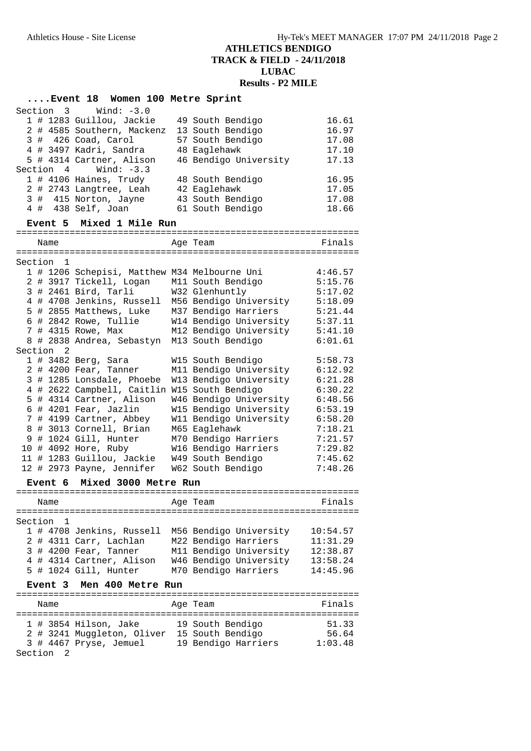# ATHLETICS BENDIGO
## TRACK & FIELD - 24/11/2018
## LUBAC
## Results - P2 MILE

### ....Event 18 Women 100 Metre Sprint

**Section 3 Wind: -3.0**

| Place | # | Name | Age | Team | Finals |
|---|---|---|---|---|---|
| 1 | # 1283 | Guillou, Jackie | 49 | South Bendigo | 16.61 |
| 2 | # 4585 | Southern, Mackenz | 13 | South Bendigo | 16.97 |
| 3 | # 426 | Coad, Carol | 57 | South Bendigo | 17.08 |
| 4 | # 3497 | Kadri, Sandra | 48 | Eaglehawk | 17.10 |
| 5 | # 4314 | Cartner, Alison | 46 | Bendigo University | 17.13 |

**Section 4 Wind: -3.3**

| Place | # | Name | Age | Team | Finals |
|---|---|---|---|---|---|
| 1 | # 4106 | Haines, Trudy | 48 | South Bendigo | 16.95 |
| 2 | # 2743 | Langtree, Leah | 42 | Eaglehawk | 17.05 |
| 3 | # 415 | Norton, Jayne | 43 | South Bendigo | 17.08 |
| 4 | # 438 | Self, Joan | 61 | South Bendigo | 18.66 |

### Event 5 Mixed 1 Mile Run

**Section 1**

| Place | # | Name | Age | Team | Finals |
|---|---|---|---|---|---|
| 1 | # 1206 | Schepisi, Matthew | M34 | Melbourne Uni | 4:46.57 |
| 2 | # 3917 | Tickell, Logan | M11 | South Bendigo | 5:15.76 |
| 3 | # 2461 | Bird, Tarli | W32 | Glenhuntly | 5:17.02 |
| 4 | # 4708 | Jenkins, Russell | M56 | Bendigo University | 5:18.09 |
| 5 | # 2855 | Matthews, Luke | M37 | Bendigo Harriers | 5:21.44 |
| 6 | # 2842 | Rowe, Tullie | W14 | Bendigo University | 5:37.11 |
| 7 | # 4315 | Rowe, Max | M12 | Bendigo University | 5:41.10 |
| 8 | # 2838 | Andrea, Sebastyn | M13 | South Bendigo | 6:01.61 |

**Section 2**

| Place | # | Name | Age | Team | Finals |
|---|---|---|---|---|---|
| 1 | # 3482 | Berg, Sara | W15 | South Bendigo | 5:58.73 |
| 2 | # 4200 | Fear, Tanner | M11 | Bendigo University | 6:12.92 |
| 3 | # 1285 | Lonsdale, Phoebe | W13 | Bendigo University | 6:21.28 |
| 4 | # 2622 | Campbell, Caitlin | W15 | South Bendigo | 6:30.22 |
| 5 | # 4314 | Cartner, Alison | W46 | Bendigo University | 6:48.56 |
| 6 | # 4201 | Fear, Jazlin | W15 | Bendigo University | 6:53.19 |
| 7 | # 4199 | Cartner, Abbey | W11 | Bendigo University | 6:58.20 |
| 8 | # 3013 | Cornell, Brian | M65 | Eaglehawk | 7:18.21 |
| 9 | # 1024 | Gill, Hunter | M70 | Bendigo Harriers | 7:21.57 |
| 10 | # 4092 | Hore, Ruby | W16 | Bendigo Harriers | 7:29.82 |
| 11 | # 1283 | Guillou, Jackie | W49 | South Bendigo | 7:45.62 |
| 12 | # 2973 | Payne, Jennifer | W62 | South Bendigo | 7:48.26 |

### Event 6 Mixed 3000 Metre Run

**Section 1**

| Place | # | Name | Age | Team | Finals |
|---|---|---|---|---|---|
| 1 | # 4708 | Jenkins, Russell | M56 | Bendigo University | 10:54.57 |
| 2 | # 4311 | Carr, Lachlan | M22 | Bendigo Harriers | 11:31.29 |
| 3 | # 4200 | Fear, Tanner | M11 | Bendigo University | 12:38.87 |
| 4 | # 4314 | Cartner, Alison | W46 | Bendigo University | 13:58.24 |
| 5 | # 1024 | Gill, Hunter | M70 | Bendigo Harriers | 14:45.96 |

### Event 3 Men 400 Metre Run

| Place | # | Name | Age | Team | Finals |
|---|---|---|---|---|---|
| 1 | # 3854 | Hilson, Jake | 19 | South Bendigo | 51.33 |
| 2 | # 3241 | Muggleton, Oliver | 15 | South Bendigo | 56.64 |
| 3 | # 4467 | Pryse, Jemuel | 19 | Bendigo Harriers | 1:03.48 |

**Section 2**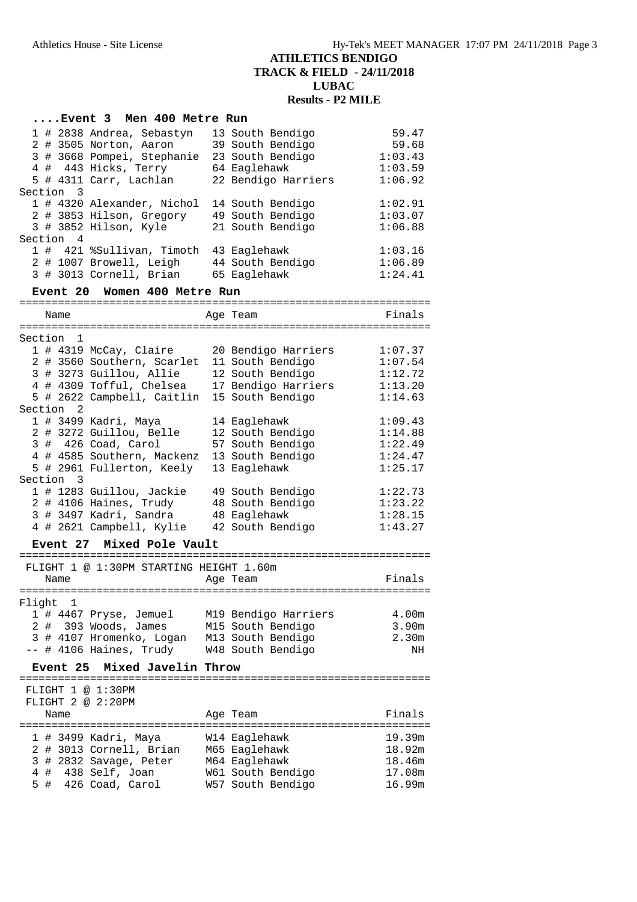# ATHLETICS BENDIGO
## TRACK & FIELD - 24/11/2018
## LUBAC
## Results - P2 MILE

### ....Event 3 Men 400 Metre Run

| Place | Comp # | Name | Age | Team | Finals |
|---|---|---|---|---|---|
| 1 | # 2838 | Andrea, Sebastyn | 13 | South Bendigo | 59.47 |
| 2 | # 3505 | Norton, Aaron | 39 | South Bendigo | 59.68 |
| 3 | # 3668 | Pompei, Stephanie | 23 | South Bendigo | 1:03.43 |
| 4 | # 443 | Hicks, Terry | 64 | Eaglehawk | 1:03.59 |
| 5 | # 4311 | Carr, Lachlan | 22 | Bendigo Harriers | 1:06.92 |
| **Section 3** | | | | | |
| 1 | # 4320 | Alexander, Nichol | 14 | South Bendigo | 1:02.91 |
| 2 | # 3853 | Hilson, Gregory | 49 | South Bendigo | 1:03.07 |
| 3 | # 3852 | Hilson, Kyle | 21 | South Bendigo | 1:06.88 |
| **Section 4** | | | | | |
| 1 | # 421 | %Sullivan, Timoth | 43 | Eaglehawk | 1:03.16 |
| 2 | # 1007 | Browell, Leigh | 44 | South Bendigo | 1:06.89 |
| 3 | # 3013 | Cornell, Brian | 65 | Eaglehawk | 1:24.41 |

### Event 20 Women 400 Metre Run

| Place | Comp # | Name | Age | Team | Finals |
|---|---|---|---|---|---|
| **Section 1** | | | | | |
| 1 | # 4319 | McCay, Claire | 20 | Bendigo Harriers | 1:07.37 |
| 2 | # 3560 | Southern, Scarlet | 11 | South Bendigo | 1:07.54 |
| 3 | # 3273 | Guillou, Allie | 12 | South Bendigo | 1:12.72 |
| 4 | # 4309 | Tofful, Chelsea | 17 | Bendigo Harriers | 1:13.20 |
| 5 | # 2622 | Campbell, Caitlin | 15 | South Bendigo | 1:14.63 |
| **Section 2** | | | | | |
| 1 | # 3499 | Kadri, Maya | 14 | Eaglehawk | 1:09.43 |
| 2 | # 3272 | Guillou, Belle | 12 | South Bendigo | 1:14.88 |
| 3 | # 426 | Coad, Carol | 57 | South Bendigo | 1:22.49 |
| 4 | # 4585 | Southern, Mackenz | 13 | South Bendigo | 1:24.47 |
| 5 | # 2961 | Fullerton, Keely | 13 | Eaglehawk | 1:25.17 |
| **Section 3** | | | | | |
| 1 | # 1283 | Guillou, Jackie | 49 | South Bendigo | 1:22.73 |
| 2 | # 4106 | Haines, Trudy | 48 | South Bendigo | 1:23.22 |
| 3 | # 3497 | Kadri, Sandra | 48 | Eaglehawk | 1:28.15 |
| 4 | # 2621 | Campbell, Kylie | 42 | South Bendigo | 1:43.27 |

### Event 27 Mixed Pole Vault

FLIGHT 1 @ 1:30PM STARTING HEIGHT 1.60m

| Place | Comp # | Name | Age | Team | Finals |
|---|---|---|---|---|---|
| **Flight 1** | | | | | |
| 1 | # 4467 | Pryse, Jemuel | M19 | Bendigo Harriers | 4.00m |
| 2 | # 393 | Woods, James | M15 | South Bendigo | 3.90m |
| 3 | # 4107 | Hromenko, Logan | M13 | South Bendigo | 2.30m |
| -- | # 4106 | Haines, Trudy | W48 | South Bendigo | NH |

### Event 25 Mixed Javelin Throw

FLIGHT 1 @ 1:30PM
FLIGHT 2 @ 2:20PM

| Place | Comp # | Name | Age | Team | Finals |
|---|---|---|---|---|---|
| 1 | # 3499 | Kadri, Maya | W14 | Eaglehawk | 19.39m |
| 2 | # 3013 | Cornell, Brian | M65 | Eaglehawk | 18.92m |
| 3 | # 2832 | Savage, Peter | M64 | Eaglehawk | 18.46m |
| 4 | # 438 | Self, Joan | W61 | South Bendigo | 17.08m |
| 5 | # 426 | Coad, Carol | W57 | South Bendigo | 16.99m |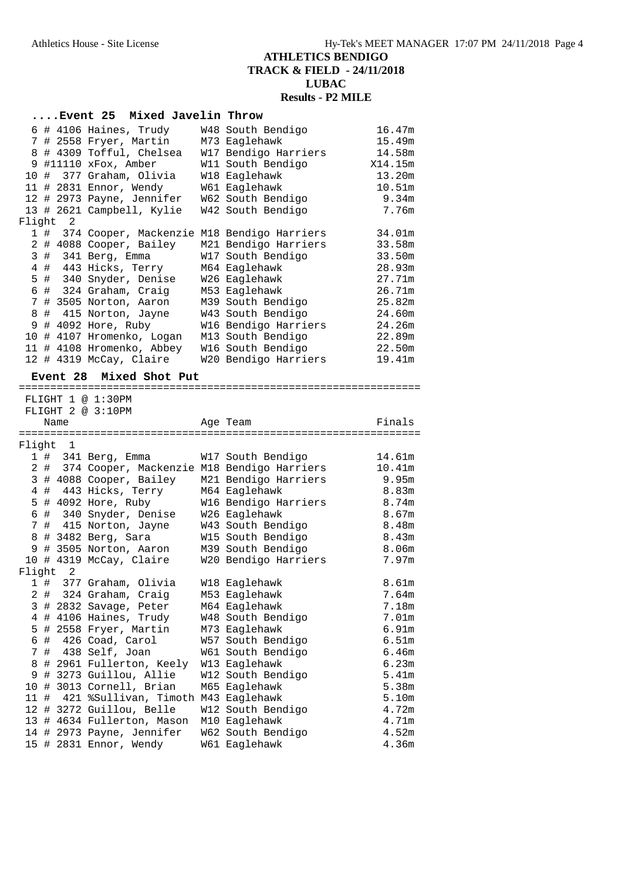# ATHLETICS BENDIGO
## TRACK & FIELD - 24/11/2018
## LUBAC
## Results - P2 MILE

### ....Event 25 Mixed Javelin Throw

| Place | # | Comp # | Name | Age | Team | Finals |
|---|---|---|---|---|---|---|
| 6 | # | 4106 | Haines, Trudy | W48 | South Bendigo | 16.47m |
| 7 | # | 2558 | Fryer, Martin | M73 | Eaglehawk | 15.49m |
| 8 | # | 4309 | Tofful, Chelsea | W17 | Bendigo Harriers | 14.58m |
| 9 | # | 11110 | xFox, Amber | W11 | South Bendigo | X14.15m |
| 10 | # | 377 | Graham, Olivia | W18 | Eaglehawk | 13.20m |
| 11 | # | 2831 | Ennor, Wendy | W61 | Eaglehawk | 10.51m |
| 12 | # | 2973 | Payne, Jennifer | W62 | South Bendigo | 9.34m |
| 13 | # | 2621 | Campbell, Kylie | W42 | South Bendigo | 7.76m |
| **Flight 2** | | | | | | |
| 1 | # | 374 | Cooper, Mackenzie | M18 | Bendigo Harriers | 34.01m |
| 2 | # | 4088 | Cooper, Bailey | M21 | Bendigo Harriers | 33.58m |
| 3 | # | 341 | Berg, Emma | W17 | South Bendigo | 33.50m |
| 4 | # | 443 | Hicks, Terry | M64 | Eaglehawk | 28.93m |
| 5 | # | 340 | Snyder, Denise | W26 | Eaglehawk | 27.71m |
| 6 | # | 324 | Graham, Craig | M53 | Eaglehawk | 26.71m |
| 7 | # | 3505 | Norton, Aaron | M39 | South Bendigo | 25.82m |
| 8 | # | 415 | Norton, Jayne | W43 | South Bendigo | 24.60m |
| 9 | # | 4092 | Hore, Ruby | W16 | Bendigo Harriers | 24.26m |
| 10 | # | 4107 | Hromenko, Logan | M13 | South Bendigo | 22.89m |
| 11 | # | 4108 | Hromenko, Abbey | W16 | South Bendigo | 22.50m |
| 12 | # | 4319 | McCay, Claire | W20 | Bendigo Harriers | 19.41m |

### Event 28 Mixed Shot Put

FLIGHT 1 @ 1:30PM
FLIGHT 2 @ 3:10PM

| Place | # | Comp # | Name | Age | Team | Finals |
|---|---|---|---|---|---|---|
| **Flight 1** | | | | | | |
| 1 | # | 341 | Berg, Emma | W17 | South Bendigo | 14.61m |
| 2 | # | 374 | Cooper, Mackenzie | M18 | Bendigo Harriers | 10.41m |
| 3 | # | 4088 | Cooper, Bailey | M21 | Bendigo Harriers | 9.95m |
| 4 | # | 443 | Hicks, Terry | M64 | Eaglehawk | 8.83m |
| 5 | # | 4092 | Hore, Ruby | W16 | Bendigo Harriers | 8.74m |
| 6 | # | 340 | Snyder, Denise | W26 | Eaglehawk | 8.67m |
| 7 | # | 415 | Norton, Jayne | W43 | South Bendigo | 8.48m |
| 8 | # | 3482 | Berg, Sara | W15 | South Bendigo | 8.43m |
| 9 | # | 3505 | Norton, Aaron | M39 | South Bendigo | 8.06m |
| 10 | # | 4319 | McCay, Claire | W20 | Bendigo Harriers | 7.97m |
| **Flight 2** | | | | | | |
| 1 | # | 377 | Graham, Olivia | W18 | Eaglehawk | 8.61m |
| 2 | # | 324 | Graham, Craig | M53 | Eaglehawk | 7.64m |
| 3 | # | 2832 | Savage, Peter | M64 | Eaglehawk | 7.18m |
| 4 | # | 4106 | Haines, Trudy | W48 | South Bendigo | 7.01m |
| 5 | # | 2558 | Fryer, Martin | M73 | Eaglehawk | 6.91m |
| 6 | # | 426 | Coad, Carol | W57 | South Bendigo | 6.51m |
| 7 | # | 438 | Self, Joan | W61 | South Bendigo | 6.46m |
| 8 | # | 2961 | Fullerton, Keely | W13 | Eaglehawk | 6.23m |
| 9 | # | 3273 | Guillou, Allie | W12 | South Bendigo | 5.41m |
| 10 | # | 3013 | Cornell, Brian | M65 | Eaglehawk | 5.38m |
| 11 | # | 421 | %Sullivan, Timoth | M43 | Eaglehawk | 5.10m |
| 12 | # | 3272 | Guillou, Belle | W12 | South Bendigo | 4.72m |
| 13 | # | 4634 | Fullerton, Mason | M10 | Eaglehawk | 4.71m |
| 14 | # | 2973 | Payne, Jennifer | W62 | South Bendigo | 4.52m |
| 15 | # | 2831 | Ennor, Wendy | W61 | Eaglehawk | 4.36m |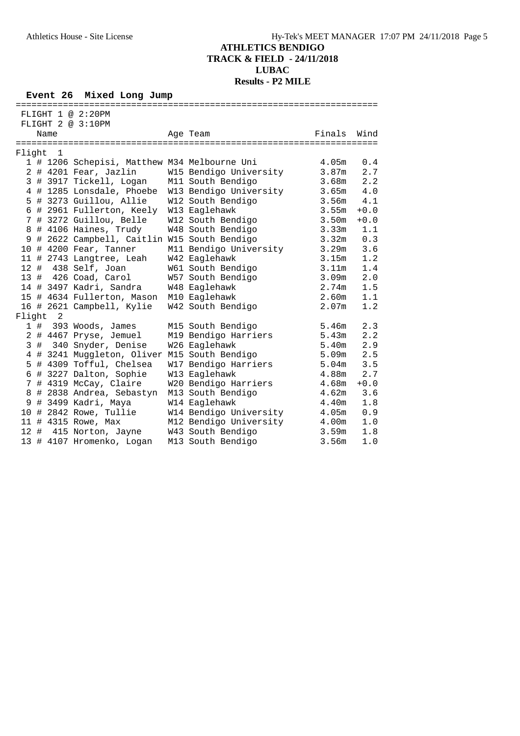# ATHLETICS BENDIGO
## TRACK & FIELD - 24/11/2018
## LUBAC
## Results - P2 MILE

**Event 26 Mixed Long Jump**

FLIGHT 1 @ 2:20PM
FLIGHT 2 @ 3:10PM

| | Name | Age | Team | Finals | Wind |
|---|---|---|---|---|---|
| **Flight 1** | | | | | |
| 1 | # 1206 Schepisi, Matthew | M34 | Melbourne Uni | 4.05m | 0.4 |
| 2 | # 4201 Fear, Jazlin | W15 | Bendigo University | 3.87m | 2.7 |
| 3 | # 3917 Tickell, Logan | M11 | South Bendigo | 3.68m | 2.2 |
| 4 | # 1285 Lonsdale, Phoebe | W13 | Bendigo University | 3.65m | 4.0 |
| 5 | # 3273 Guillou, Allie | W12 | South Bendigo | 3.56m | 4.1 |
| 6 | # 2961 Fullerton, Keely | W13 | Eaglehawk | 3.55m | +0.0 |
| 7 | # 3272 Guillou, Belle | W12 | South Bendigo | 3.50m | +0.0 |
| 8 | # 4106 Haines, Trudy | W48 | South Bendigo | 3.33m | 1.1 |
| 9 | # 2622 Campbell, Caitlin | W15 | South Bendigo | 3.32m | 0.3 |
| 10 | # 4200 Fear, Tanner | M11 | Bendigo University | 3.29m | 3.6 |
| 11 | # 2743 Langtree, Leah | W42 | Eaglehawk | 3.15m | 1.2 |
| 12 | # 438 Self, Joan | W61 | South Bendigo | 3.11m | 1.4 |
| 13 | # 426 Coad, Carol | W57 | South Bendigo | 3.09m | 2.0 |
| 14 | # 3497 Kadri, Sandra | W48 | Eaglehawk | 2.74m | 1.5 |
| 15 | # 4634 Fullerton, Mason | M10 | Eaglehawk | 2.60m | 1.1 |
| 16 | # 2621 Campbell, Kylie | W42 | South Bendigo | 2.07m | 1.2 |
| **Flight 2** | | | | | |
| 1 | # 393 Woods, James | M15 | South Bendigo | 5.46m | 2.3 |
| 2 | # 4467 Pryse, Jemuel | M19 | Bendigo Harriers | 5.43m | 2.2 |
| 3 | # 340 Snyder, Denise | W26 | Eaglehawk | 5.40m | 2.9 |
| 4 | # 3241 Muggleton, Oliver | M15 | South Bendigo | 5.09m | 2.5 |
| 5 | # 4309 Tofful, Chelsea | W17 | Bendigo Harriers | 5.04m | 3.5 |
| 6 | # 3227 Dalton, Sophie | W13 | Eaglehawk | 4.88m | 2.7 |
| 7 | # 4319 McCay, Claire | W20 | Bendigo Harriers | 4.68m | +0.0 |
| 8 | # 2838 Andrea, Sebastyn | M13 | South Bendigo | 4.62m | 3.6 |
| 9 | # 3499 Kadri, Maya | W14 | Eaglehawk | 4.40m | 1.8 |
| 10 | # 2842 Rowe, Tullie | W14 | Bendigo University | 4.05m | 0.9 |
| 11 | # 4315 Rowe, Max | M12 | Bendigo University | 4.00m | 1.0 |
| 12 | # 415 Norton, Jayne | W43 | South Bendigo | 3.59m | 1.8 |
| 13 | # 4107 Hromenko, Logan | M13 | South Bendigo | 3.56m | 1.0 |